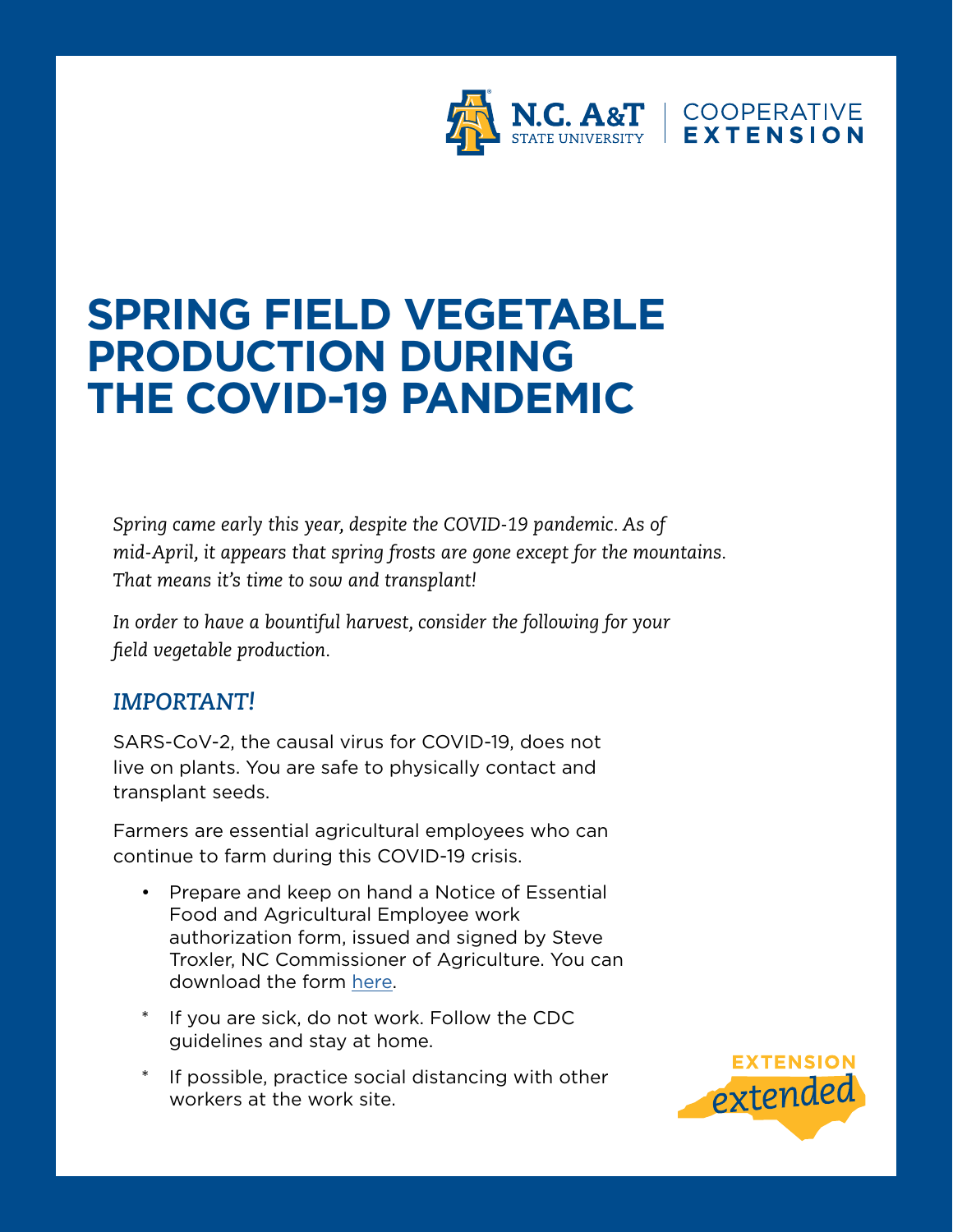# SPRING FIELD VEGETABLE PRODUCTION DURING THE COVID-19 PANDEMIC

*Spring came early this year, despite the COVID-19 pandemic. As of mid-April, it appears that spring frosts are gone except for the mountains. That means it's time to sow and transplant!*

*In order to have a bountiful harvest, consider the following for your field vegetable production.*

## *IMPORTANT!*

SARS-CoV-2, the causal virus for COVID-19, does not live on plants. You are safe to physically contact and transplant seeds.

Farmers are essential agricultural employees who can continue to farm during this COVID-19 crisis.

- Prepare and keep on hand a Notice of Essential Food and Agricultural Employee work authorization form, issued and signed by Steve Troxler, NC Commissioner of Agriculture. You can download the form here.
- If you are sick, do not work. Follow the CDC guidelines and stay at home.
- If possible, practice social distancing with other workers at the work site.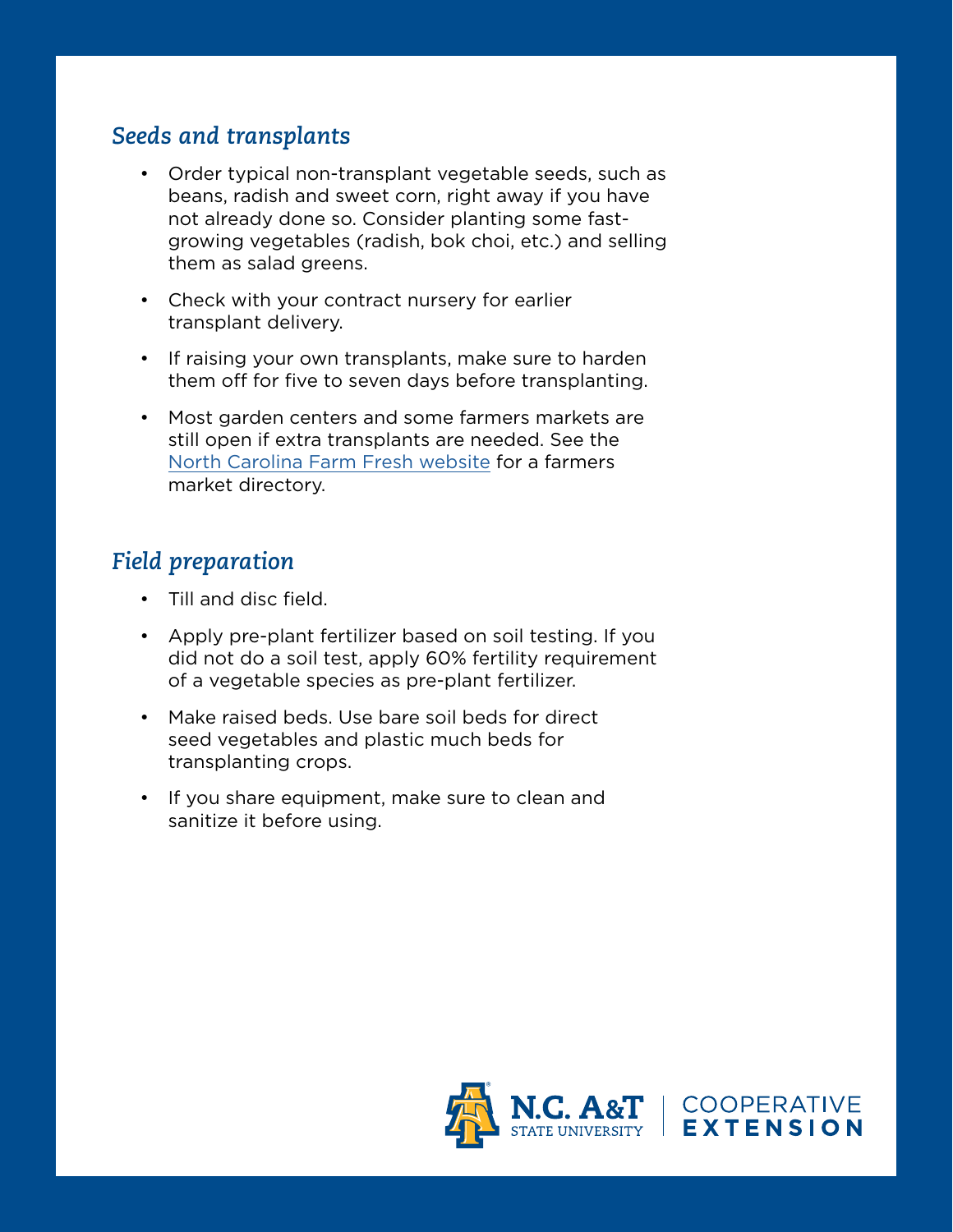## *Seeds and transplants*

- Order typical non-transplant vegetable seeds, such as beans, radish and sweet corn, right away if you have not already done so. Consider planting some fast-growing vegetables (radish, bok choi, etc.) and selling them as salad greens.
- Check with your contract nursery for earlier transplant delivery.
- If raising your own transplants, make sure to harden them off for five to seven days before transplanting.
- Most garden centers and some farmers markets are still open if extra transplants are needed. See the North Carolina Farm Fresh website for a farmers market directory.

## *Field preparation*

- Till and disc field.
- Apply pre-plant fertilizer based on soil testing. If you did not do a soil test, apply 60% fertility requirement of a vegetable species as pre-plant fertilizer.
- Make raised beds. Use bare soil beds for direct seed vegetables and plastic much beds for transplanting crops.
- If you share equipment, make sure to clean and sanitize it before using.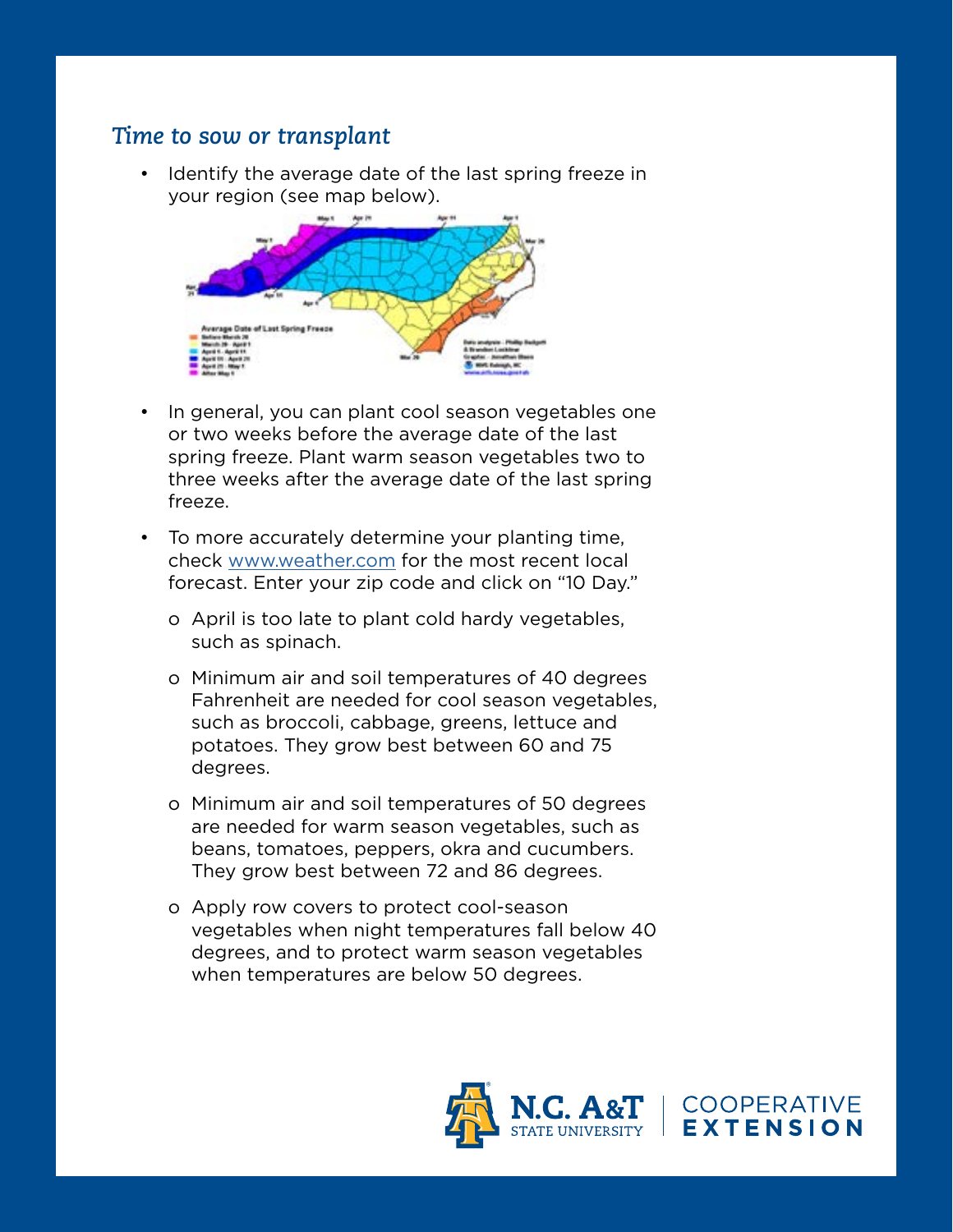## *Time to sow or transplant*

- Identify the average date of the last spring freeze in your region (see map below).

Average Date of Last Spring Freeze

Before March 26

March 26 - April 1

April 1 - April 11

April 11 - April 21

April 21 - May 1

After May 1

- In general, you can plant cool season vegetables one or two weeks before the average date of the last spring freeze. Plant warm season vegetables two to three weeks after the average date of the last spring freeze.
- To more accurately determine your planting time, check www.weather.com for the most recent local forecast. Enter your zip code and click on "10 Day."
  - April is too late to plant cold hardy vegetables, such as spinach.
  - Minimum air and soil temperatures of 40 degrees Fahrenheit are needed for cool season vegetables, such as broccoli, cabbage, greens, lettuce and potatoes. They grow best between 60 and 75 degrees.
  - Minimum air and soil temperatures of 50 degrees are needed for warm season vegetables, such as beans, tomatoes, peppers, okra and cucumbers. They grow best between 72 and 86 degrees.
  - Apply row covers to protect cool-season vegetables when night temperatures fall below 40 degrees, and to protect warm season vegetables when temperatures are below 50 degrees.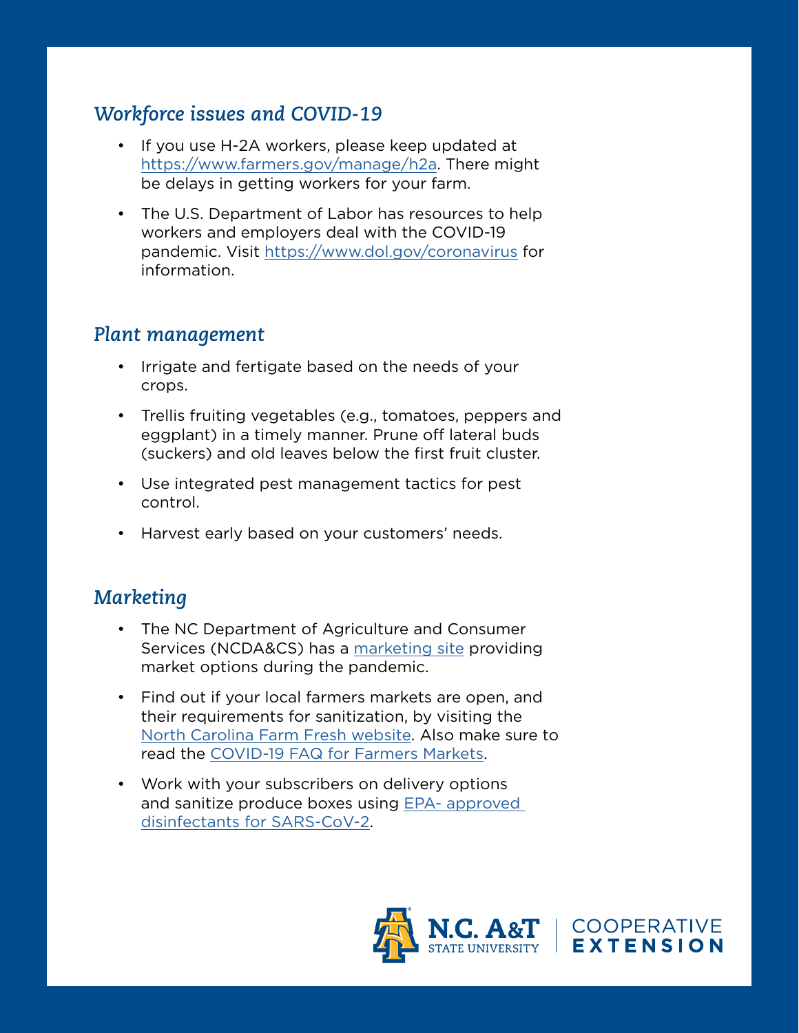## *Workforce issues and COVID-19*

- If you use H-2A workers, please keep updated at https://www.farmers.gov/manage/h2a. There might be delays in getting workers for your farm.
- The U.S. Department of Labor has resources to help workers and employers deal with the COVID-19 pandemic. Visit https://www.dol.gov/coronavirus for information.

## *Plant management*

- Irrigate and fertigate based on the needs of your crops.
- Trellis fruiting vegetables (e.g., tomatoes, peppers and eggplant) in a timely manner. Prune off lateral buds (suckers) and old leaves below the first fruit cluster.
- Use integrated pest management tactics for pest control.
- Harvest early based on your customers' needs.

## *Marketing*

- The NC Department of Agriculture and Consumer Services (NCDA&CS) has a marketing site providing market options during the pandemic.
- Find out if your local farmers markets are open, and their requirements for sanitization, by visiting the North Carolina Farm Fresh website. Also make sure to read the COVID-19 FAQ for Farmers Markets.
- Work with your subscribers on delivery options and sanitize produce boxes using EPA- approved disinfectants for SARS-CoV-2.

N.C. A&T STATE UNIVERSITY | COOPERATIVE EXTENSION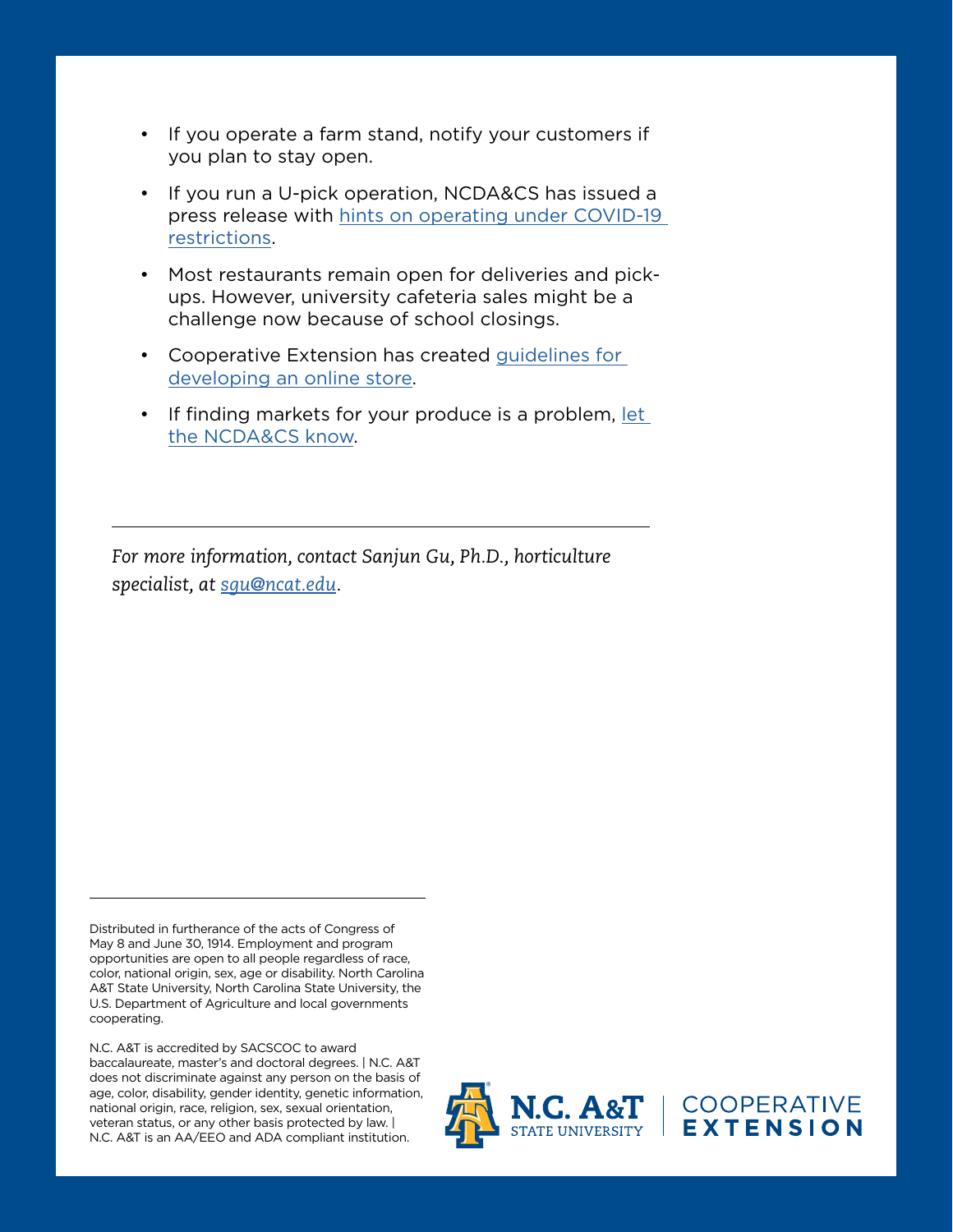- If you operate a farm stand, notify your customers if you plan to stay open.
- If you run a U-pick operation, NCDA&CS has issued a press release with hints on operating under COVID-19 restrictions.
- Most restaurants remain open for deliveries and pick-ups. However, university cafeteria sales might be a challenge now because of school closings.
- Cooperative Extension has created guidelines for developing an online store.
- If finding markets for your produce is a problem, let the NCDA&CS know.

---

*For more information, contact Sanjun Gu, Ph.D., horticulture specialist, at sgu@ncat.edu.*

---

Distributed in furtherance of the acts of Congress of May 8 and June 30, 1914. Employment and program opportunities are open to all people regardless of race, color, national origin, sex, age or disability. North Carolina A&T State University, North Carolina State University, the U.S. Department of Agriculture and local governments cooperating.

N.C. A&T is accredited by SACSCOC to award baccalaureate, master's and doctoral degrees. | N.C. A&T does not discriminate against any person on the basis of age, color, disability, gender identity, genetic information, national origin, race, religion, sex, sexual orientation, veteran status, or any other basis protected by law. | N.C. A&T is an AA/EEO and ADA compliant institution.

N.C. A&T STATE UNIVERSITY | COOPERATIVE EXTENSION